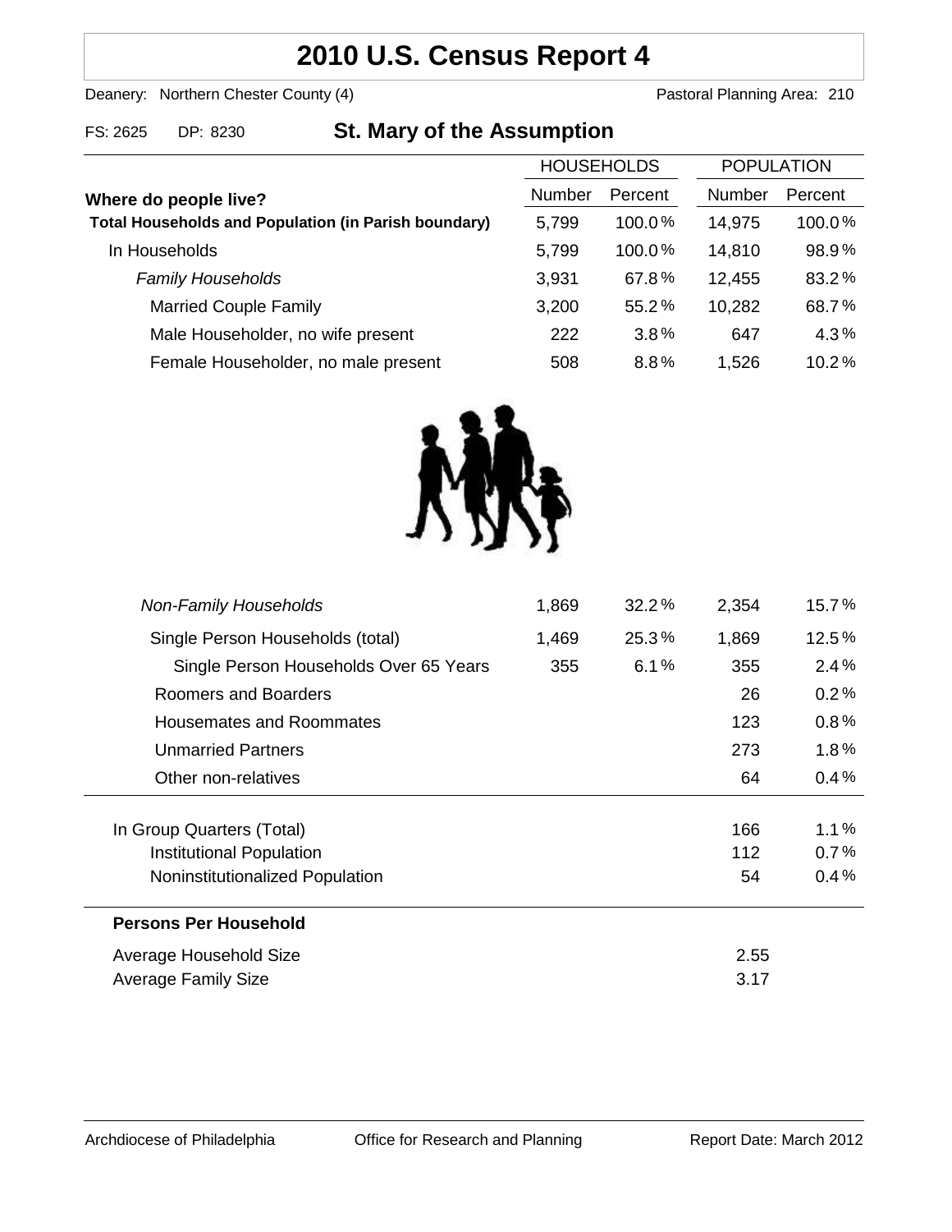# 2010 U.S. Census Report 4

Deanery: Northern Chester County (4) Pastoral Planning Area: 210

FS: 2625 DP: 8230

## St. Mary of the Assumption

| Where do people live? | HOUSEHOLDS Number | HOUSEHOLDS Percent | POPULATION Number | POPULATION Percent |
|---|---|---|---|---|
| **Total Households and Population (in Parish boundary)** | 5,799 | 100.0% | 14,975 | 100.0% |
| In Households | 5,799 | 100.0% | 14,810 | 98.9% |
| *Family Households* | 3,931 | 67.8% | 12,455 | 83.2% |
| Married Couple Family | 3,200 | 55.2% | 10,282 | 68.7% |
| Male Householder, no wife present | 222 | 3.8% | 647 | 4.3% |
| Female Householder, no male present | 508 | 8.8% | 1,526 | 10.2% |
| *Non-Family Households* | 1,869 | 32.2% | 2,354 | 15.7% |
| Single Person Households (total) | 1,469 | 25.3% | 1,869 | 12.5% |
| Single Person Households Over 65 Years | 355 | 6.1% | 355 | 2.4% |
| Roomers and Boarders | | | 26 | 0.2% |
| Housemates and Roommates | | | 123 | 0.8% |
| Unmarried Partners | | | 273 | 1.8% |
| Other non-relatives | | | 64 | 0.4% |
| In Group Quarters (Total) | | | 166 | 1.1% |
| Institutional Population | | | 112 | 0.7% |
| Noninstitutionalized Population | | | 54 | 0.4% |

**Persons Per Household**

| | |
|---|---|
| Average Household Size | 2.55 |
| Average Family Size | 3.17 |

Archdiocese of Philadelphia Office for Research and Planning Report Date: March 2012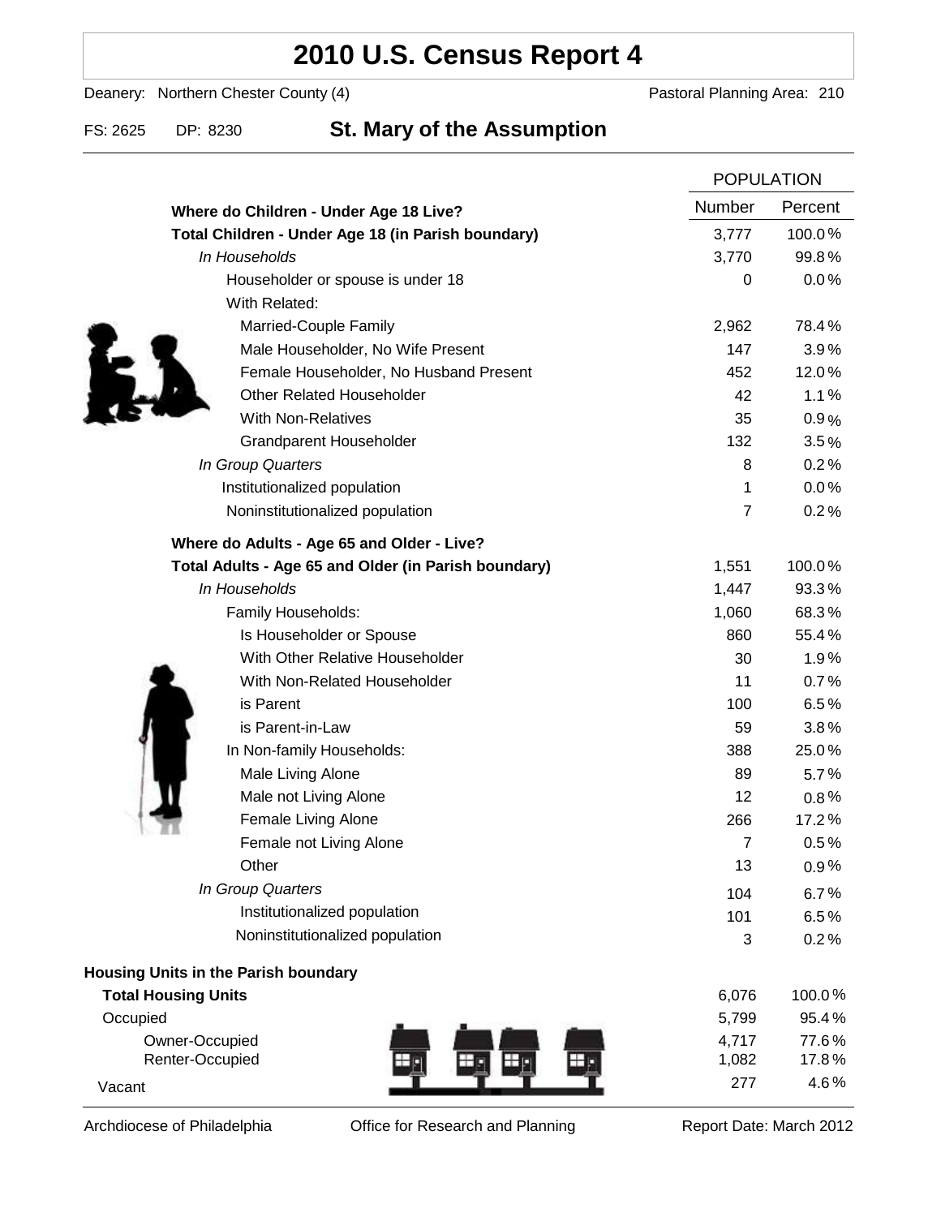# 2010 U.S. Census Report 4

Deanery: Northern Chester County (4) Pastoral Planning Area: 210

FS: 2625 DP: 8230 **St. Mary of the Assumption**

| | POPULATION | |
|---|---|---|
| **Where do Children - Under Age 18 Live?** | Number | Percent |
| **Total Children - Under Age 18 (in Parish boundary)** | 3,777 | 100.0% |
| *In Households* | 3,770 | 99.8% |
| Householder or spouse is under 18 | 0 | 0.0% |
| With Related: | | |
| Married-Couple Family | 2,962 | 78.4% |
| Male Householder, No Wife Present | 147 | 3.9% |
| Female Householder, No Husband Present | 452 | 12.0% |
| Other Related Householder | 42 | 1.1% |
| With Non-Relatives | 35 | 0.9% |
| Grandparent Householder | 132 | 3.5% |
| *In Group Quarters* | 8 | 0.2% |
| Institutionalized population | 1 | 0.0% |
| Noninstitutionalized population | 7 | 0.2% |
| **Where do Adults - Age 65 and Older - Live?** | | |
| **Total Adults - Age 65 and Older (in Parish boundary)** | 1,551 | 100.0% |
| *In Households* | 1,447 | 93.3% |
| Family Households: | 1,060 | 68.3% |
| Is Householder or Spouse | 860 | 55.4% |
| With Other Relative Householder | 30 | 1.9% |
| With Non-Related Householder | 11 | 0.7% |
| is Parent | 100 | 6.5% |
| is Parent-in-Law | 59 | 3.8% |
| In Non-family Households: | 388 | 25.0% |
| Male Living Alone | 89 | 5.7% |
| Male not Living Alone | 12 | 0.8% |
| Female Living Alone | 266 | 17.2% |
| Female not Living Alone | 7 | 0.5% |
| Other | 13 | 0.9% |
| *In Group Quarters* | 104 | 6.7% |
| Institutionalized population | 101 | 6.5% |
| Noninstitutionalized population | 3 | 0.2% |
| **Housing Units in the Parish boundary** | | |
| **Total Housing Units** | 6,076 | 100.0% |
| Occupied | 5,799 | 95.4% |
| Owner-Occupied | 4,717 | 77.6% |
| Renter-Occupied | 1,082 | 17.8% |
| Vacant | 277 | 4.6% |

Archdiocese of Philadelphia Office for Research and Planning Report Date: March 2012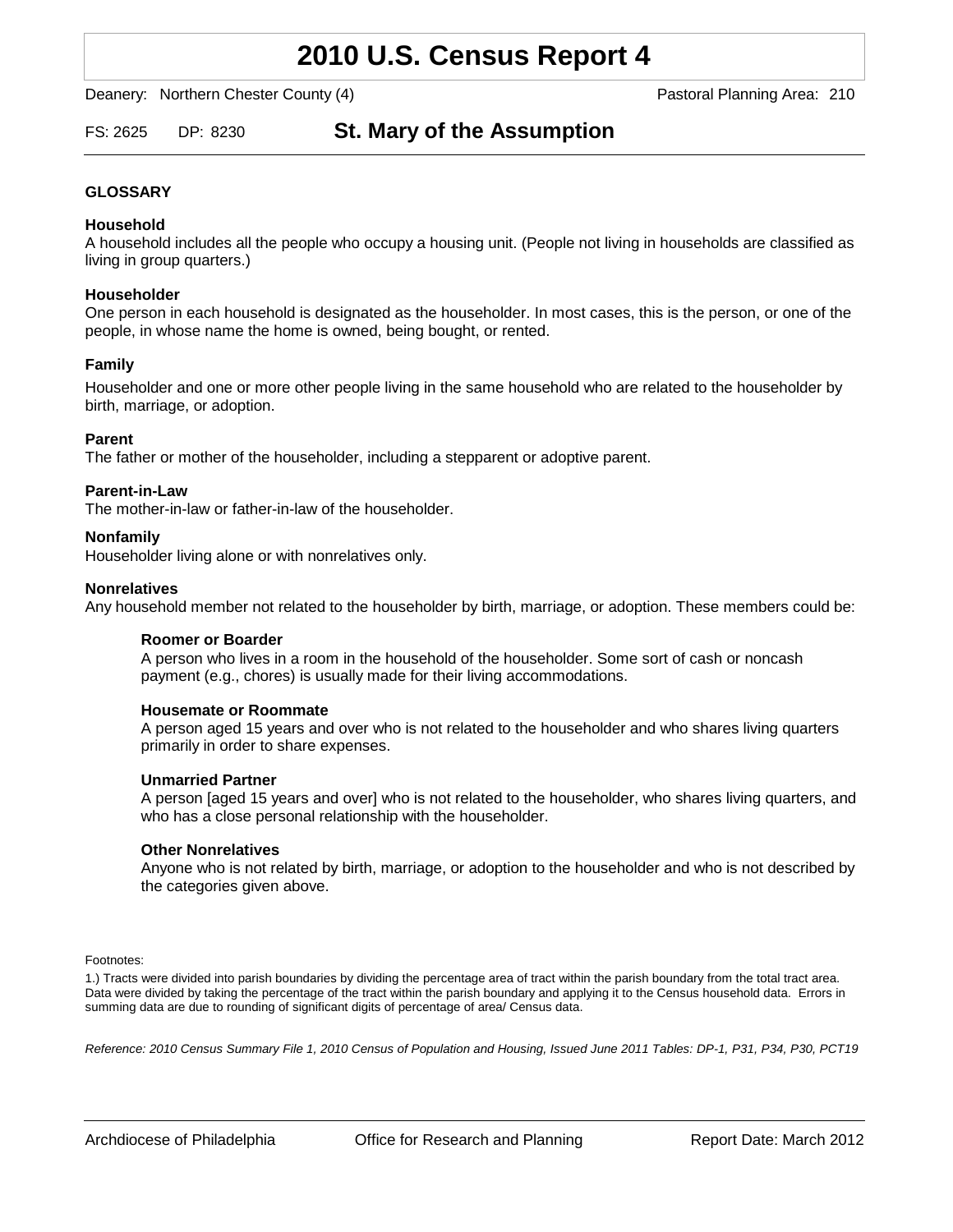# 2010 U.S. Census Report 4

Deanery: Northern Chester County (4) Pastoral Planning Area: 210

FS: 2625 DP: 8230 **St. Mary of the Assumption**

## GLOSSARY

**Household**
A household includes all the people who occupy a housing unit. (People not living in households are classified as living in group quarters.)

**Householder**
One person in each household is designated as the householder. In most cases, this is the person, or one of the people, in whose name the home is owned, being bought, or rented.

**Family**
Householder and one or more other people living in the same household who are related to the householder by birth, marriage, or adoption.

**Parent**
The father or mother of the householder, including a stepparent or adoptive parent.

**Parent-in-Law**
The mother-in-law or father-in-law of the householder.

**Nonfamily**
Householder living alone or with nonrelatives only.

**Nonrelatives**
Any household member not related to the householder by birth, marriage, or adoption. These members could be:

> **Roomer or Boarder**
> A person who lives in a room in the household of the householder. Some sort of cash or noncash payment (e.g., chores) is usually made for their living accommodations.
>
> **Housemate or Roommate**
> A person aged 15 years and over who is not related to the householder and who shares living quarters primarily in order to share expenses.
>
> **Unmarried Partner**
> A person [aged 15 years and over] who is not related to the householder, who shares living quarters, and who has a close personal relationship with the householder.
>
> **Other Nonrelatives**
> Anyone who is not related by birth, marriage, or adoption to the householder and who is not described by the categories given above.

Footnotes:

1.) Tracts were divided into parish boundaries by dividing the percentage area of tract within the parish boundary from the total tract area. Data were divided by taking the percentage of the tract within the parish boundary and applying it to the Census household data. Errors in summing data are due to rounding of significant digits of percentage of area/ Census data.

*Reference: 2010 Census Summary File 1, 2010 Census of Population and Housing, Issued June 2011 Tables: DP-1, P31, P34, P30, PCT19*

Archdiocese of Philadelphia Office for Research and Planning Report Date: March 2012